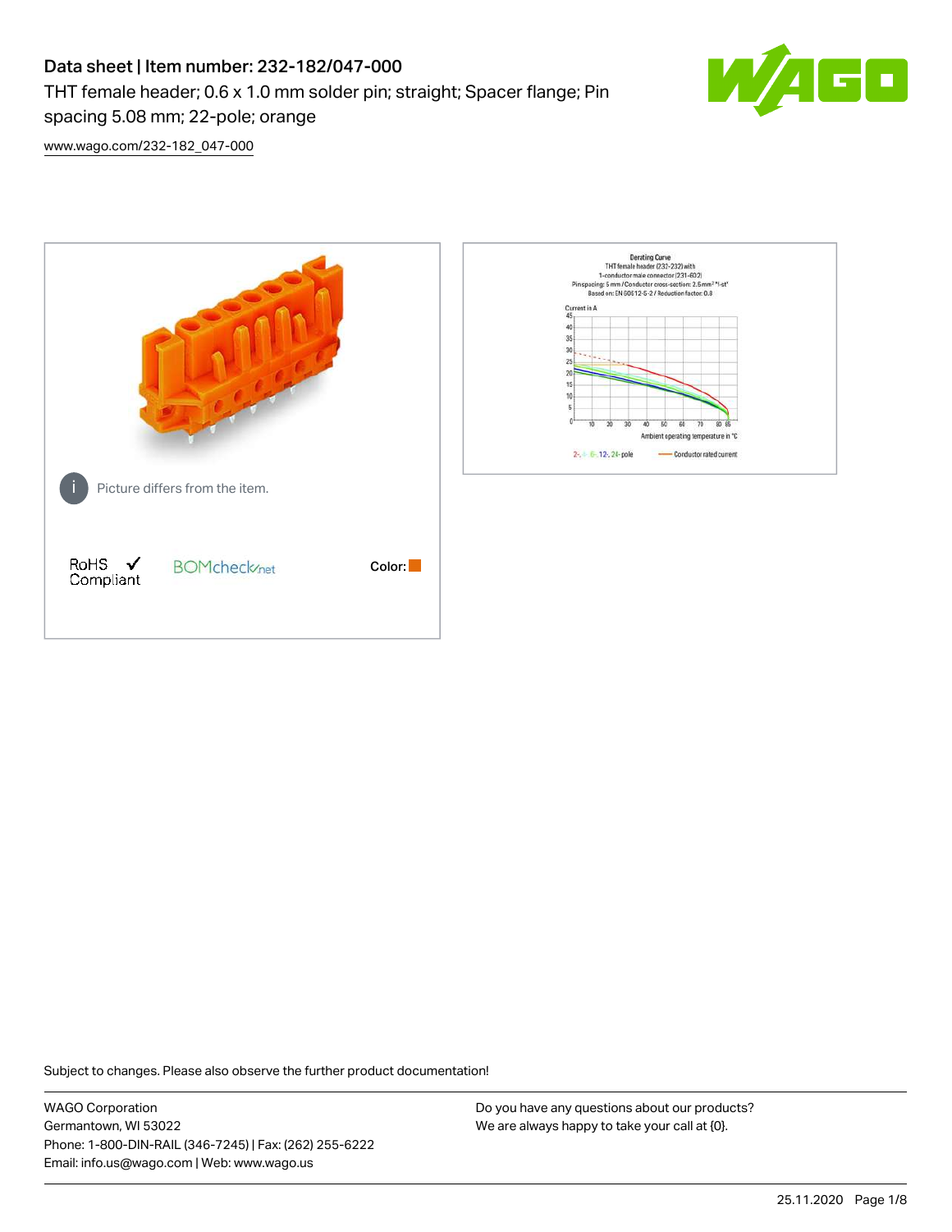# Data sheet | Item number: 232-182/047-000

THT female header; 0.6 x 1.0 mm solder pin; straight; Spacer flange; Pin spacing 5.08 mm; 22-pole; orange

www.wago.com/232-182_047-000

Picture differs from the item.

RoHS Compliant ✓

BOMcheck.net

Color:

Subject to changes. Please also observe the further product documentation!

WAGO Corporation
Germantown, WI 53022
Phone: 1-800-DIN-RAIL (346-7245) | Fax: (262) 255-6222
Email: info.us@wago.com | Web: www.wago.us

Do you have any questions about our products?
We are always happy to take your call at {0}.

25.11.2020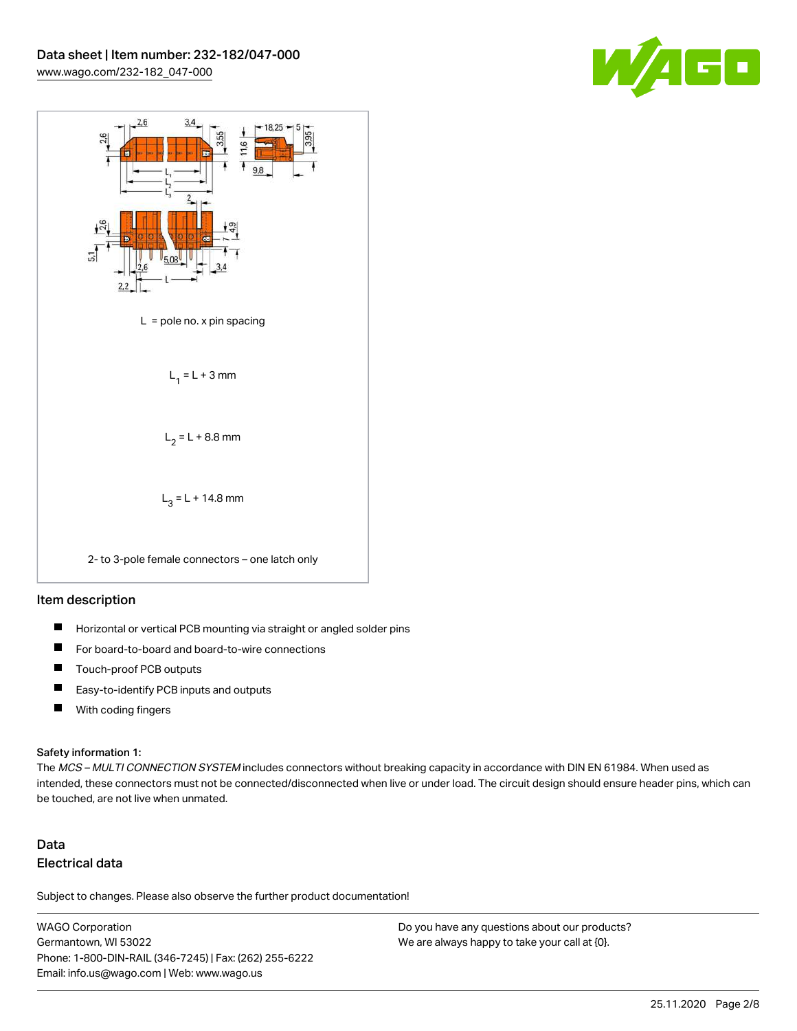L = pole no. x pin spacing

$L_1 = L + 3$ mm

$L_2 = L + 8.8$ mm

$L_3 = L + 14.8$ mm

2- to 3-pole female connectors – one latch only

## Item description

- Horizontal or vertical PCB mounting via straight or angled solder pins
- For board-to-board and board-to-wire connections
- Touch-proof PCB outputs
- Easy-to-identify PCB inputs and outputs
- With coding fingers

#### Safety information 1:

The *MCS – MULTI CONNECTION SYSTEM* includes connectors without breaking capacity in accordance with DIN EN 61984. When used as intended, these connectors must not be connected/disconnected when live or under load. The circuit design should ensure header pins, which can be touched, are not live when unmated.

## Data

## Electrical data

Subject to changes. Please also observe the further product documentation!

WAGO Corporation
Germantown, WI 53022
Phone: 1-800-DIN-RAIL (346-7245) | Fax: (262) 255-6222
Email: info.us@wago.com | Web: www.wago.us

Do you have any questions about our products?
We are always happy to take your call at {0}.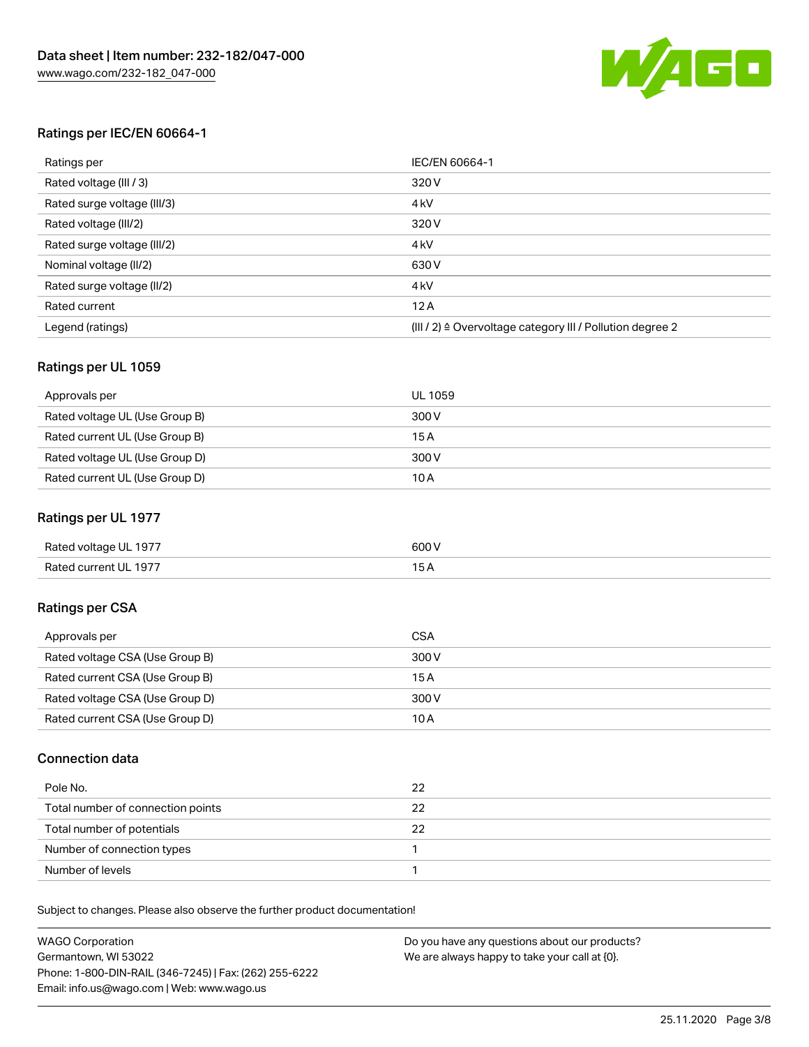## Ratings per IEC/EN 60664-1

| Ratings per | IEC/EN 60664-1 |
| --- | --- |
| Rated voltage (III / 3) | 320 V |
| Rated surge voltage (III/3) | 4 kV |
| Rated voltage (III/2) | 320 V |
| Rated surge voltage (III/2) | 4 kV |
| Nominal voltage (II/2) | 630 V |
| Rated surge voltage (II/2) | 4 kV |
| Rated current | 12 A |
| Legend (ratings) | (III / 2) ≙ Overvoltage category III / Pollution degree 2 |

## Ratings per UL 1059

| Approvals per | UL 1059 |
| --- | --- |
| Rated voltage UL (Use Group B) | 300 V |
| Rated current UL (Use Group B) | 15 A |
| Rated voltage UL (Use Group D) | 300 V |
| Rated current UL (Use Group D) | 10 A |

## Ratings per UL 1977

| Rated voltage UL 1977 | 600 V |
| --- | --- |
| Rated current UL 1977 | 15 A |

## Ratings per CSA

| Approvals per | CSA |
| --- | --- |
| Rated voltage CSA (Use Group B) | 300 V |
| Rated current CSA (Use Group B) | 15 A |
| Rated voltage CSA (Use Group D) | 300 V |
| Rated current CSA (Use Group D) | 10 A |

## Connection data

| Pole No. | 22 |
| --- | --- |
| Total number of connection points | 22 |
| Total number of potentials | 22 |
| Number of connection types | 1 |
| Number of levels | 1 |

Subject to changes. Please also observe the further product documentation!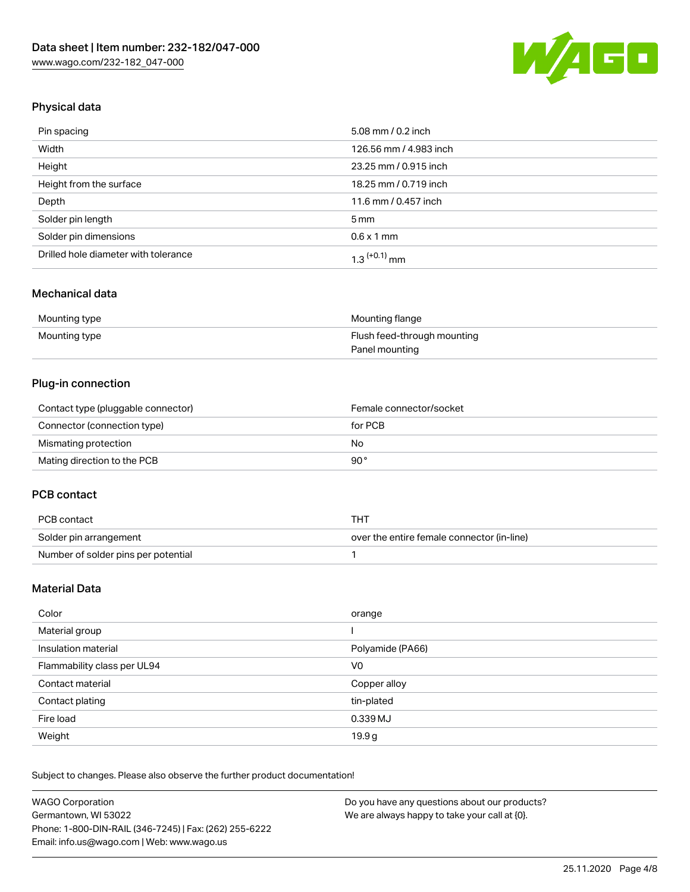## Physical data

| Pin spacing | 5.08 mm / 0.2 inch |
| --- | --- |
| Width | 126.56 mm / 4.983 inch |
| Height | 23.25 mm / 0.915 inch |
| Height from the surface | 18.25 mm / 0.719 inch |
| Depth | 11.6 mm / 0.457 inch |
| Solder pin length | 5 mm |
| Solder pin dimensions | 0.6 x 1 mm |
| Drilled hole diameter with tolerance | $1.3^{(+0.1)}$ mm |

## Mechanical data

| Mounting type | Mounting flange |
| --- | --- |
| Mounting type | Flush feed-through mounting<br>Panel mounting |

## Plug-in connection

| Contact type (pluggable connector) | Female connector/socket |
| --- | --- |
| Connector (connection type) | for PCB |
| Mismating protection | No |
| Mating direction to the PCB | 90° |

## PCB contact

| PCB contact | THT |
| --- | --- |
| Solder pin arrangement | over the entire female connector (in-line) |
| Number of solder pins per potential | 1 |

## Material Data

| Color | orange |
| --- | --- |
| Material group | I |
| Insulation material | Polyamide (PA66) |
| Flammability class per UL94 | V0 |
| Contact material | Copper alloy |
| Contact plating | tin-plated |
| Fire load | 0.339 MJ |
| Weight | 19.9 g |

Subject to changes. Please also observe the further product documentation!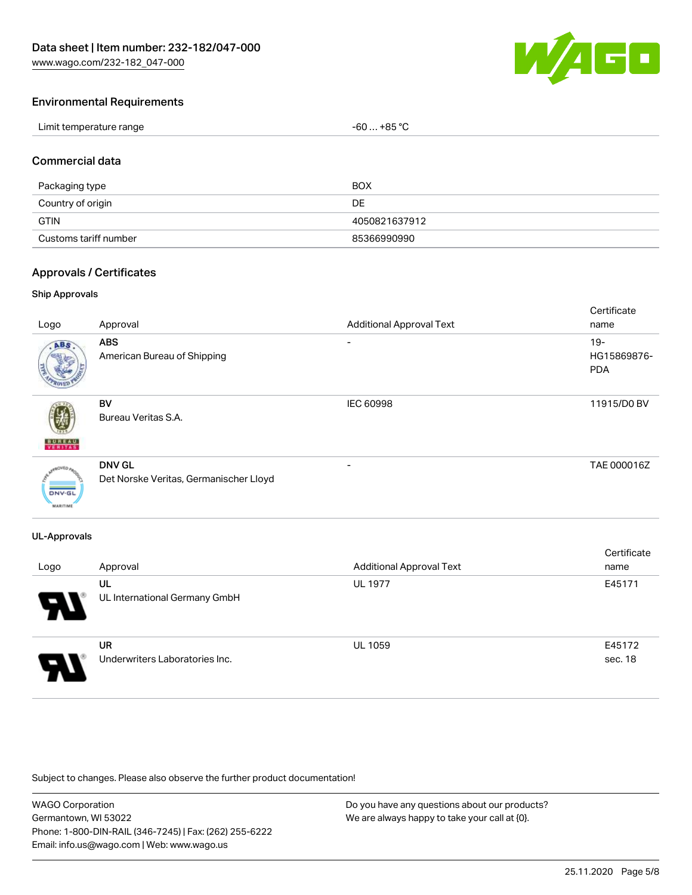## Environmental Requirements

| Limit temperature range | -60 … +85 °C |
|---|---|

## Commercial data

| Packaging type | BOX |
|---|---|
| Country of origin | DE |
| GTIN | 4050821637912 |
| Customs tariff number | 85366990990 |

## Approvals / Certificates

### Ship Approvals

| Logo | Approval | Additional Approval Text | Certificate name |
|---|---|---|---|
| | **ABS**<br>American Bureau of Shipping | - | 19-HG15869876-PDA |
| | **BV**<br>Bureau Veritas S.A. | IEC 60998 | 11915/D0 BV |
| | **DNV GL**<br>Det Norske Veritas, Germanischer Lloyd | - | TAE 000016Z |

### UL-Approvals

| Logo | Approval | Additional Approval Text | Certificate name |
|---|---|---|---|
| | **UL**<br>UL International Germany GmbH | UL 1977 | E45171 |
| | **UR**<br>Underwriters Laboratories Inc. | UL 1059 | E45172 sec. 18 |

Subject to changes. Please also observe the further product documentation!

WAGO Corporation
Germantown, WI 53022
Phone: 1-800-DIN-RAIL (346-7245) | Fax: (262) 255-6222
Email: info.us@wago.com | Web: www.wago.us

Do you have any questions about our products?
We are always happy to take your call at {0}.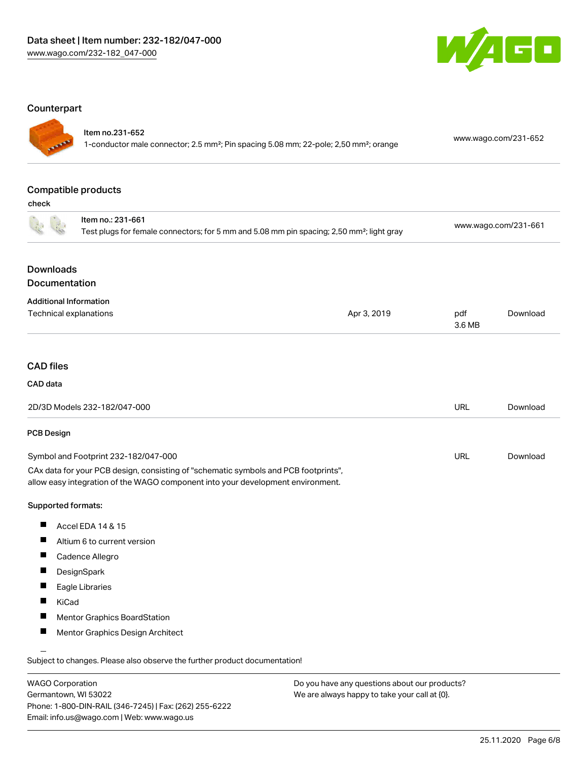## Counterpart

| | | |
|---|---|---|
| Item no.231-652<br>1-conductor male connector; 2.5 mm²; Pin spacing 5.08 mm; 22-pole; 2,50 mm²; orange | | www.wago.com/231-652 |

## Compatible products

check

| | |
|---|---|
| Item no.: 231-661<br>Test plugs for female connectors; for 5 mm and 5.08 mm pin spacing; 2,50 mm²; light gray | www.wago.com/231-661 |

## Downloads
## Documentation

**Additional Information**

| | | | |
|---|---|---|---|
| Technical explanations | Apr 3, 2019 | pdf<br>3.6 MB | Download |

## CAD files

**CAD data**

| | | |
|---|---|---|
| 2D/3D Models 232-182/047-000 | URL | Download |

**PCB Design**

| | | |
|---|---|---|
| Symbol and Footprint 232-182/047-000 | URL | Download |

CAx data for your PCB design, consisting of "schematic symbols and PCB footprints", allow easy integration of the WAGO component into your development environment.

**Supported formats:**

- Accel EDA 14 & 15
- Altium 6 to current version
- Cadence Allegro
- DesignSpark
- Eagle Libraries
- KiCad
- Mentor Graphics BoardStation
- Mentor Graphics Design Architect

Subject to changes. Please also observe the further product documentation!

WAGO Corporation
Germantown, WI 53022
Phone: 1-800-DIN-RAIL (346-7245) | Fax: (262) 255-6222
Email: info.us@wago.com | Web: www.wago.us

Do you have any questions about our products?
We are always happy to take your call at {0}.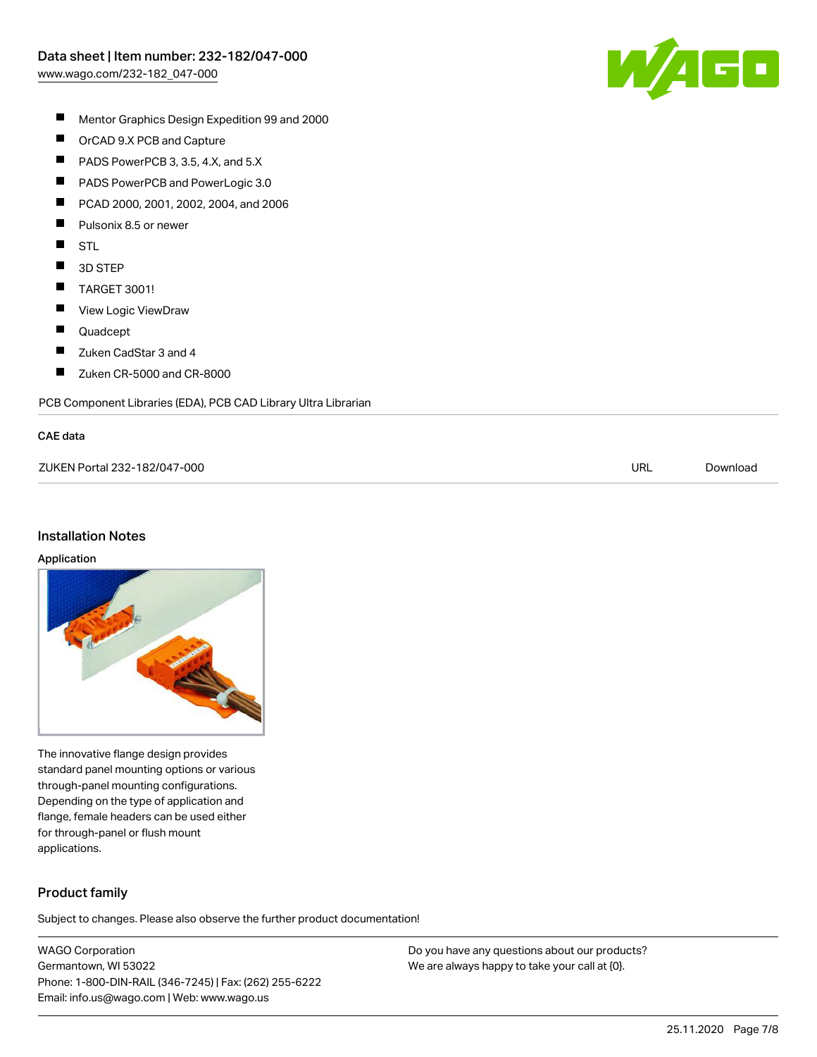- Mentor Graphics Design Expedition 99 and 2000
- OrCAD 9.X PCB and Capture
- PADS PowerPCB 3, 3.5, 4.X, and 5.X
- PADS PowerPCB and PowerLogic 3.0
- PCAD 2000, 2001, 2002, 2004, and 2006
- Pulsonix 8.5 or newer
- STL
- 3D STEP
- TARGET 3001!
- View Logic ViewDraw
- Quadcept
- Zuken CadStar 3 and 4
- Zuken CR-5000 and CR-8000

PCB Component Libraries (EDA), PCB CAD Library Ultra Librarian

**CAE data**

| | | |
|---|---|---|
| ZUKEN Portal 232-182/047-000 | URL | Download |

## Installation Notes

### Application

The innovative flange design provides standard panel mounting options or various through-panel mounting configurations. Depending on the type of application and flange, female headers can be used either for through-panel or flush mount applications.

## Product family

Subject to changes. Please also observe the further product documentation!

WAGO Corporation
Germantown, WI 53022
Phone: 1-800-DIN-RAIL (346-7245) | Fax: (262) 255-6222
Email: info.us@wago.com | Web: www.wago.us

Do you have any questions about our products?
We are always happy to take your call at {0}.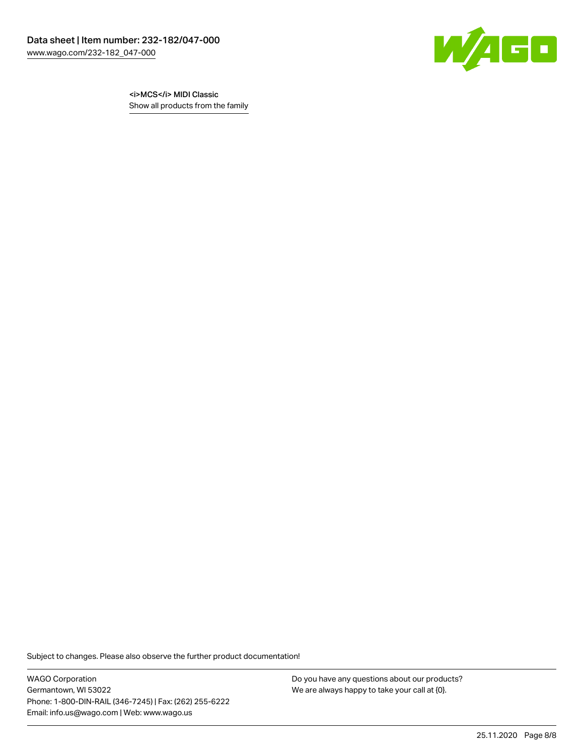<i>MCS</i> MIDI Classic
Show all products from the family

Subject to changes. Please also observe the further product documentation!

WAGO Corporation
Germantown, WI 53022
Phone: 1-800-DIN-RAIL (346-7245) | Fax: (262) 255-6222
Email: info.us@wago.com | Web: www.wago.us

Do you have any questions about our products?
We are always happy to take your call at {0}.